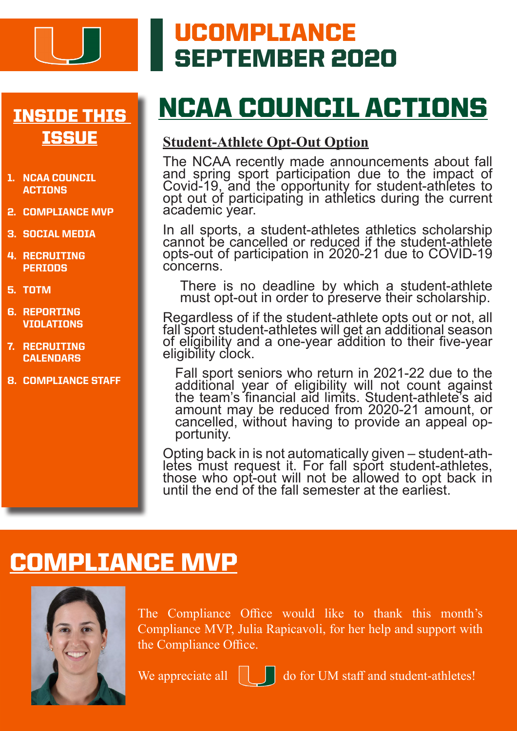# UCOMPLIANCE
# SEPTEMBER 2020

## INSIDE THIS ISSUE

1. NCAA COUNCIL ACTIONS
2. COMPLIANCE MVP
3. SOCIAL MEDIA
4. RECRUITING PERIODS
5. TOTM
6. REPORTING VIOLATIONS
7. RECRUITING CALENDARS
8. COMPLIANCE STAFF

## NCAA COUNCIL ACTIONS

### Student-Athlete Opt-Out Option

The NCAA recently made announcements about fall and spring sport participation due to the impact of Covid-19, and the opportunity for student-athletes to opt out of participating in athletics during the current academic year.

In all sports, a student-athletes athletics scholarship cannot be cancelled or reduced if the student-athlete opts-out of participation in 2020-21 due to COVID-19 concerns.

There is no deadline by which a student-athlete must opt-out in order to preserve their scholarship.

Regardless of if the student-athlete opts out or not, all fall sport student-athletes will get an additional season of eligibility and a one-year addition to their five-year eligibility clock.

Fall sport seniors who return in 2021-22 due to the additional year of eligibility will not count against the team's financial aid limits. Student-athlete's aid amount may be reduced from 2020-21 amount, or cancelled, without having to provide an appeal opportunity.

Opting back in is not automatically given – student-athletes must request it. For fall sport student-athletes, those who opt-out will not be allowed to opt back in until the end of the fall semester at the earliest.

## COMPLIANCE MVP

The Compliance Office would like to thank this month's Compliance MVP, Julia Rapicavoli, for her help and support with the Compliance Office.

We appreciate all U do for UM staff and student-athletes!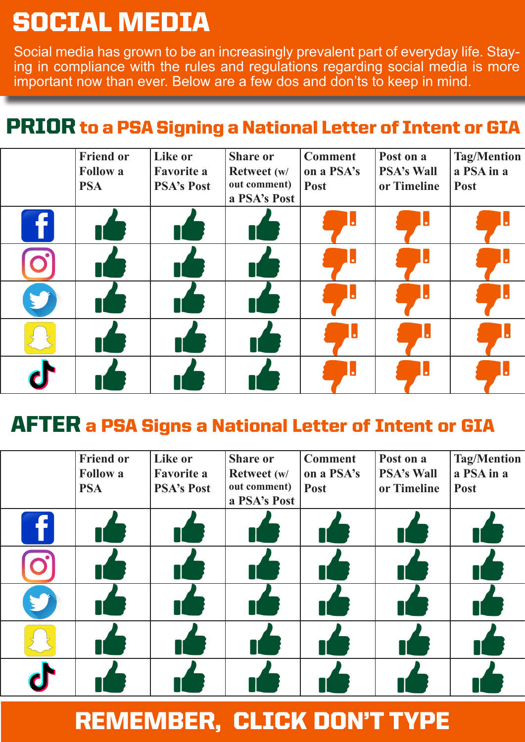# SOCIAL MEDIA

Social media has grown to be an increasingly prevalent part of everyday life. Staying in compliance with the rules and regulations regarding social media is more important now than ever. Below are a few dos and don'ts to keep in mind.

## PRIOR to a PSA Signing a National Letter of Intent or GIA

| | Friend or Follow a PSA | Like or Favorite a PSA's Post | Share or Retweet (w/out comment) a PSA's Post | Comment on a PSA's Post | Post on a PSA's Wall or Timeline | Tag/Mention a PSA in a Post |
|---|---|---|---|---|---|---|
| Facebook | 👍 | 👍 | 👍 | 👎! | 👎! | 👎! |
| Instagram | 👍 | 👍 | 👍 | 👎! | 👎! | 👎! |
| Twitter | 👍 | 👍 | 👍 | 👎! | 👎! | 👎! |
| Snapchat | 👍 | 👍 | 👍 | 👎! | 👎! | 👎! |
| TikTok | 👍 | 👍 | 👍 | 👎! | 👎! | 👎! |

## AFTER a PSA Signs a National Letter of Intent or GIA

| | Friend or Follow a PSA | Like or Favorite a PSA's Post | Share or Retweet (w/out comment) a PSA's Post | Comment on a PSA's Post | Post on a PSA's Wall or Timeline | Tag/Mention a PSA in a Post |
|---|---|---|---|---|---|---|
| Facebook | 👍 | 👍 | 👍 | 👍 | 👍 | 👍 |
| Instagram | 👍 | 👍 | 👍 | 👍 | 👍 | 👍 |
| Twitter | 👍 | 👍 | 👍 | 👍 | 👍 | 👍 |
| Snapchat | 👍 | 👍 | 👍 | 👍 | 👍 | 👍 |
| TikTok | 👍 | 👍 | 👍 | 👍 | 👍 | 👍 |

**REMEMBER, CLICK DON'T TYPE**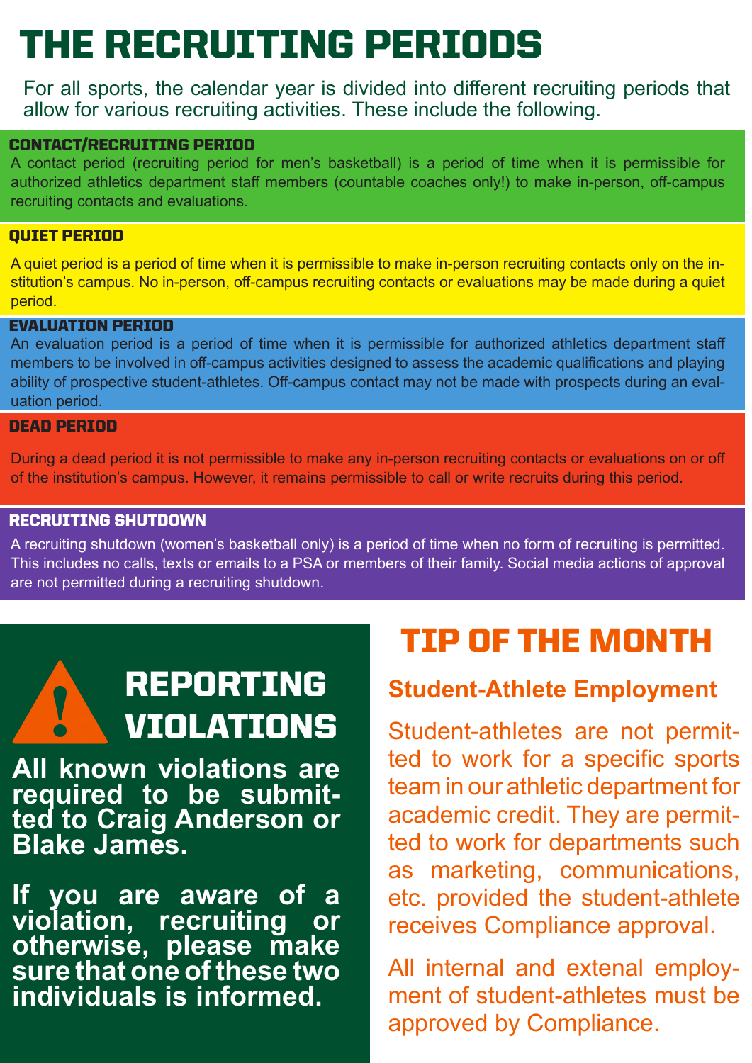# THE RECRUITING PERIODS

For all sports, the calendar year is divided into different recruiting periods that allow for various recruiting activities. These include the following.

### CONTACT/RECRUITING PERIOD

A contact period (recruiting period for men's basketball) is a period of time when it is permissible for authorized athletics department staff members (countable coaches only!) to make in-person, off-campus recruiting contacts and evaluations.

### QUIET PERIOD

A quiet period is a period of time when it is permissible to make in-person recruiting contacts only on the institution's campus. No in-person, off-campus recruiting contacts or evaluations may be made during a quiet period.

### EVALUATION PERIOD

An evaluation period is a period of time when it is permissible for authorized athletics department staff members to be involved in off-campus activities designed to assess the academic qualifications and playing ability of prospective student-athletes. Off-campus contact may not be made with prospects during an evaluation period.

### DEAD PERIOD

During a dead period it is not permissible to make any in-person recruiting contacts or evaluations on or off of the institution's campus. However, it remains permissible to call or write recruits during this period.

### RECRUITING SHUTDOWN

A recruiting shutdown (women's basketball only) is a period of time when no form of recruiting is permitted. This includes no calls, texts or emails to a PSA or members of their family. Social media actions of approval are not permitted during a recruiting shutdown.

## REPORTING VIOLATIONS

**All known violations are required to be submitted to Craig Anderson or Blake James.**

**If you are aware of a violation, recruiting or otherwise, please make sure that one of these two individuals is informed.**

## TIP OF THE MONTH

### Student-Athlete Employment

Student-athletes are not permitted to work for a specific sports team in our athletic department for academic credit. They are permitted to work for departments such as marketing, communications, etc. provided the student-athlete receives Compliance approval.

All internal and extenal employment of student-athletes must be approved by Compliance.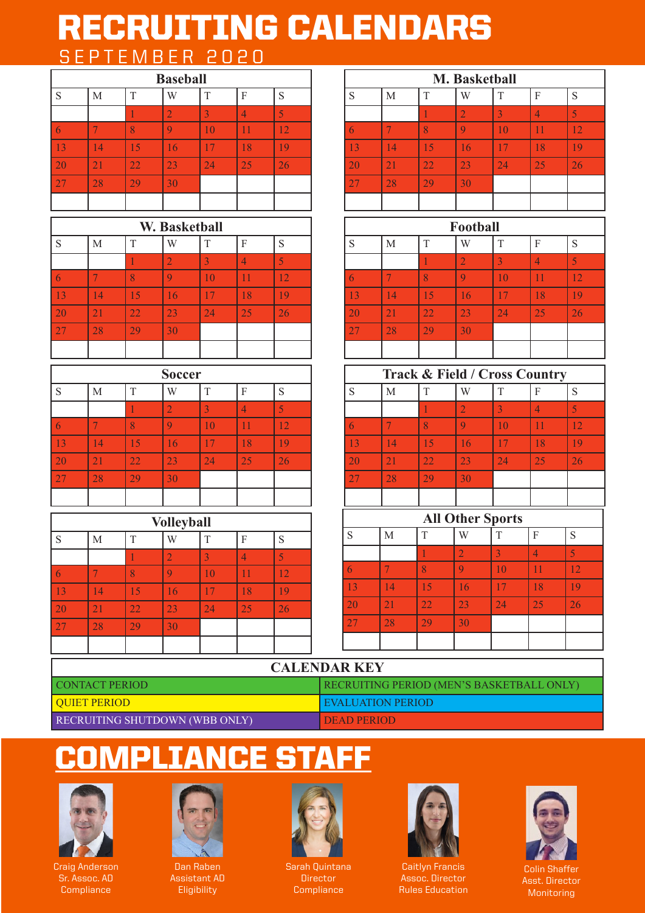# RECRUITING CALENDARS

SEPTEMBER 2020

### Baseball

| S | M | T | W | T | F | S |
|---|---|---|---|---|---|---|
| | | 1 | 2 | 3 | 4 | 5 |
| 6 | 7 | 8 | 9 | 10 | 11 | 12 |
| 13 | 14 | 15 | 16 | 17 | 18 | 19 |
| 20 | 21 | 22 | 23 | 24 | 25 | 26 |
| 27 | 28 | 29 | 30 | | | |

### M. Basketball

| S | M | T | W | T | F | S |
|---|---|---|---|---|---|---|
| | | 1 | 2 | 3 | 4 | 5 |
| 6 | 7 | 8 | 9 | 10 | 11 | 12 |
| 13 | 14 | 15 | 16 | 17 | 18 | 19 |
| 20 | 21 | 22 | 23 | 24 | 25 | 26 |
| 27 | 28 | 29 | 30 | | | |

### W. Basketball

| S | M | T | W | T | F | S |
|---|---|---|---|---|---|---|
| | | 1 | 2 | 3 | 4 | 5 |
| 6 | 7 | 8 | 9 | 10 | 11 | 12 |
| 13 | 14 | 15 | 16 | 17 | 18 | 19 |
| 20 | 21 | 22 | 23 | 24 | 25 | 26 |
| 27 | 28 | 29 | 30 | | | |

### Football

| S | M | T | W | T | F | S |
|---|---|---|---|---|---|---|
| | | 1 | 2 | 3 | 4 | 5 |
| 6 | 7 | 8 | 9 | 10 | 11 | 12 |
| 13 | 14 | 15 | 16 | 17 | 18 | 19 |
| 20 | 21 | 22 | 23 | 24 | 25 | 26 |
| 27 | 28 | 29 | 30 | | | |

### Soccer

| S | M | T | W | T | F | S |
|---|---|---|---|---|---|---|
| | | 1 | 2 | 3 | 4 | 5 |
| 6 | 7 | 8 | 9 | 10 | 11 | 12 |
| 13 | 14 | 15 | 16 | 17 | 18 | 19 |
| 20 | 21 | 22 | 23 | 24 | 25 | 26 |
| 27 | 28 | 29 | 30 | | | |

### Track & Field / Cross Country

| S | M | T | W | T | F | S |
|---|---|---|---|---|---|---|
| | | 1 | 2 | 3 | 4 | 5 |
| 6 | 7 | 8 | 9 | 10 | 11 | 12 |
| 13 | 14 | 15 | 16 | 17 | 18 | 19 |
| 20 | 21 | 22 | 23 | 24 | 25 | 26 |
| 27 | 28 | 29 | 30 | | | |

### Volleyball

| S | M | T | W | T | F | S |
|---|---|---|---|---|---|---|
| | | 1 | 2 | 3 | 4 | 5 |
| 6 | 7 | 8 | 9 | 10 | 11 | 12 |
| 13 | 14 | 15 | 16 | 17 | 18 | 19 |
| 20 | 21 | 22 | 23 | 24 | 25 | 26 |
| 27 | 28 | 29 | 30 | | | |

### All Other Sports

| S | M | T | W | T | F | S |
|---|---|---|---|---|---|---|
| | | 1 | 2 | 3 | 4 | 5 |
| 6 | 7 | 8 | 9 | 10 | 11 | 12 |
| 13 | 14 | 15 | 16 | 17 | 18 | 19 |
| 20 | 21 | 22 | 23 | 24 | 25 | 26 |
| 27 | 28 | 29 | 30 | | | |

### CALENDAR KEY

| | |
|---|---|
| CONTACT PERIOD | RECRUITING PERIOD (MEN'S BASKETBALL ONLY) |
| QUIET PERIOD | EVALUATION PERIOD |
| RECRUITING SHUTDOWN (WBB ONLY) | DEAD PERIOD |

# COMPLIANCE STAFF

Craig Anderson
Sr. Assoc. AD
Compliance

Dan Raben
Assistant AD
Eligibility

Sarah Quintana
Director
Compliance

Caitlyn Francis
Assoc. Director
Rules Education

Colin Shaffer
Asst. Director
Monitoring